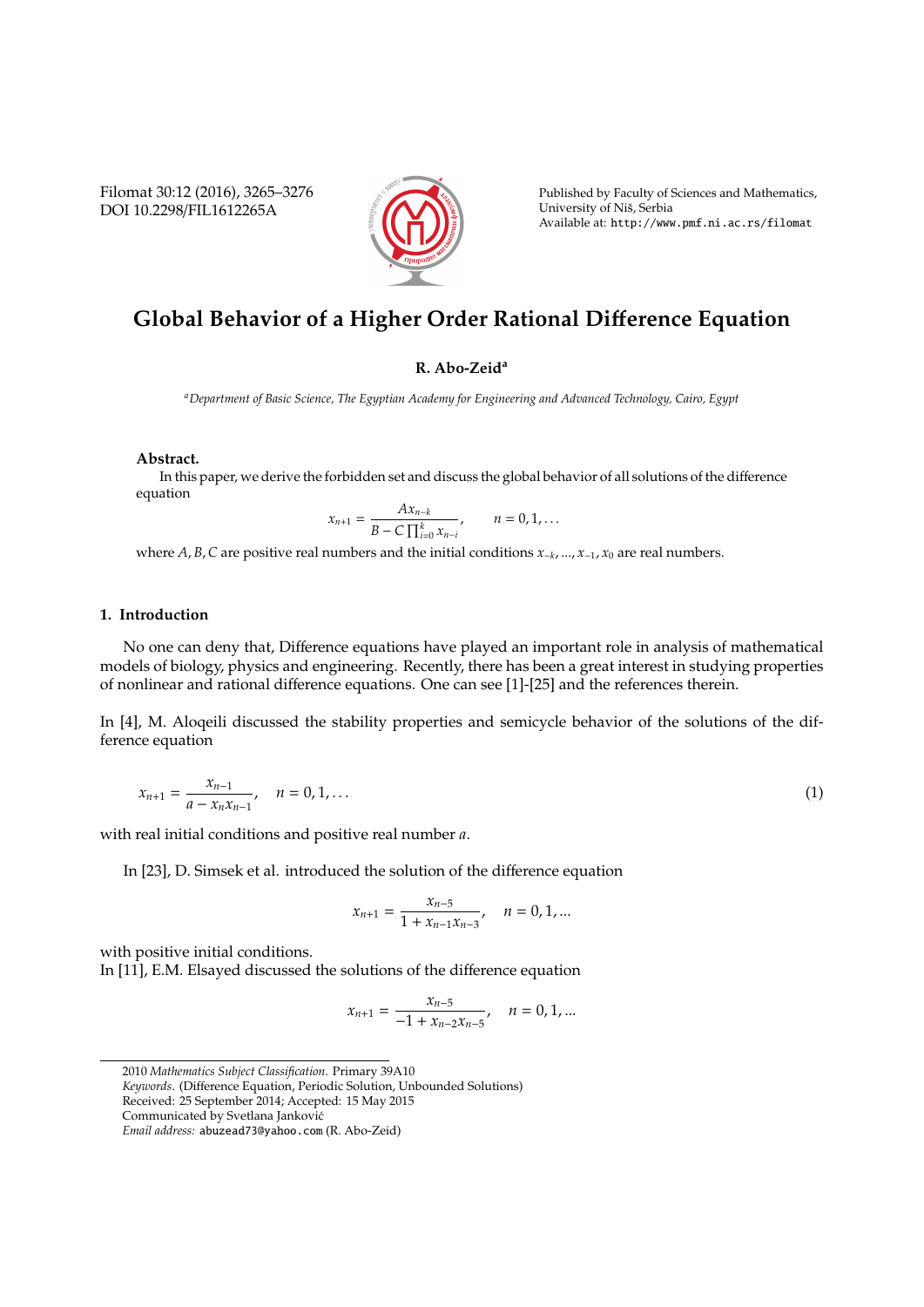# Global Behavior of a Higher Order Rational Difference Equation

**R. Abo-Zeid[a]**

[a] *Department of Basic Science, The Egyptian Academy for Engineering and Advanced Technology, Cairo, Egypt*

**Abstract.** In this paper, we derive the forbidden set and discuss the global behavior of all solutions of the difference equation

$$x_{n+1} = \frac{Ax_{n-k}}{B - C\prod_{i=0}^{k} x_{n-i}}, \qquad n = 0, 1, \ldots$$

where $A, B, C$ are positive real numbers and the initial conditions $x_{-k}, \ldots, x_{-1}, x_0$ are real numbers.

## 1. Introduction

No one can deny that, Difference equations have played an important role in analysis of mathematical models of biology, physics and engineering. Recently, there has been a great interest in studying properties of nonlinear and rational difference equations. One can see [1]-[25] and the references therein.

In [4], M. Aloqeili discussed the stability properties and semicycle behavior of the solutions of the difference equation

$$x_{n+1} = \frac{x_{n-1}}{a - x_n x_{n-1}}, \quad n = 0, 1, \ldots \tag{1}$$

with real initial conditions and positive real number $a$.

In [23], D. Simsek et al. introduced the solution of the difference equation

$$x_{n+1} = \frac{x_{n-5}}{1 + x_{n-1}x_{n-3}}, \quad n = 0, 1, \ldots$$

with positive initial conditions.

In [11], E.M. Elsayed discussed the solutions of the difference equation

$$x_{n+1} = \frac{x_{n-5}}{-1 + x_{n-2}x_{n-5}}, \quad n = 0, 1, \ldots$$

2010 *Mathematics Subject Classification*. Primary 39A10

*Keywords*. (Difference Equation, Periodic Solution, Unbounded Solutions)

Received: 25 September 2014; Accepted: 15 May 2015

Communicated by Svetlana Janković

*Email address:* abuzead73@yahoo.com (R. Abo-Zeid)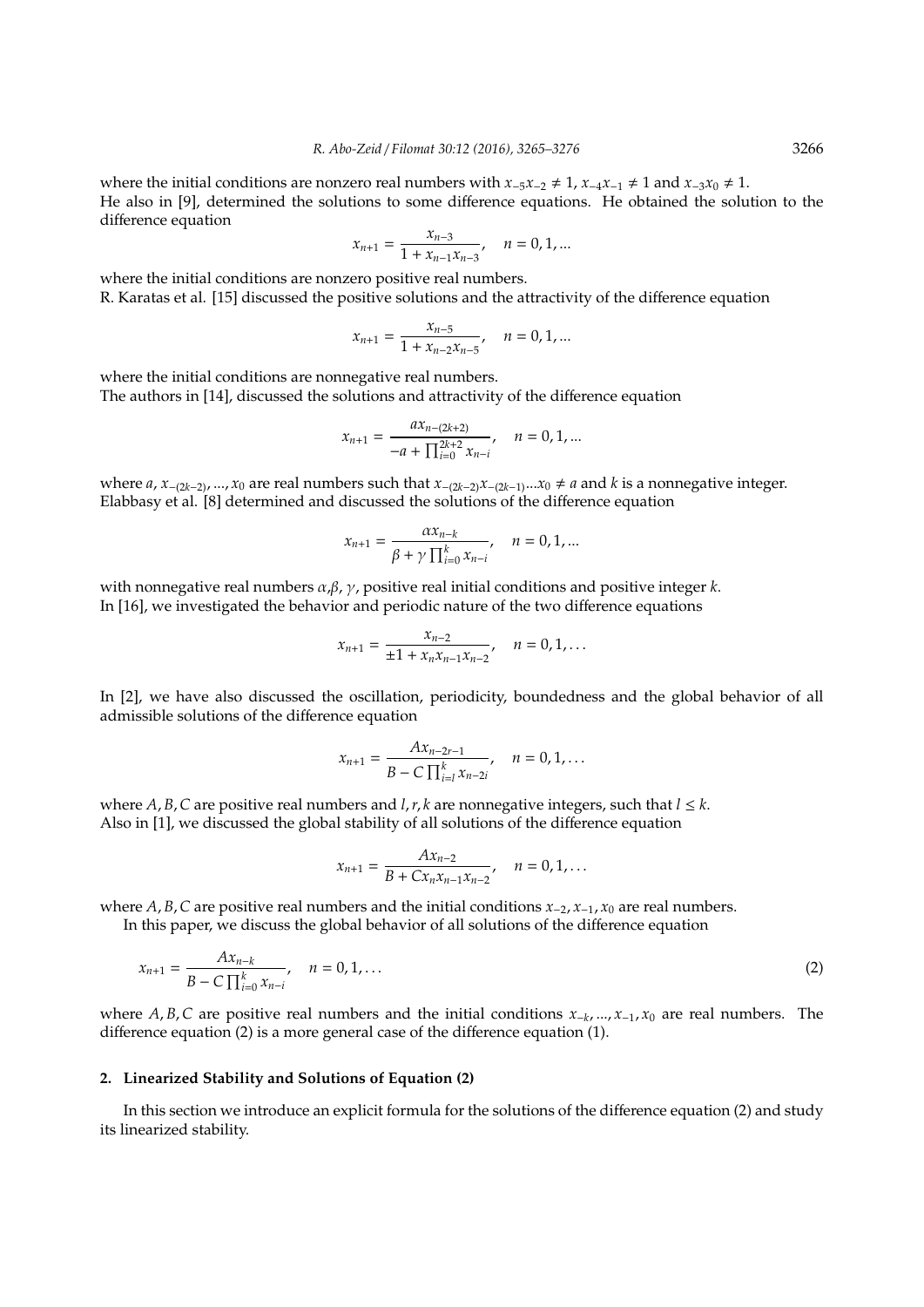where the initial conditions are nonzero real numbers with $x_{-5}x_{-2} \neq 1$, $x_{-4}x_{-1} \neq 1$ and $x_{-3}x_0 \neq 1$.
He also in [9], determined the solutions to some difference equations. He obtained the solution to the difference equation

$$x_{n+1} = \frac{x_{n-3}}{1 + x_{n-1}x_{n-3}}, \quad n = 0, 1, ...$$

where the initial conditions are nonzero positive real numbers.
R. Karatas et al. [15] discussed the positive solutions and the attractivity of the difference equation

$$x_{n+1} = \frac{x_{n-5}}{1 + x_{n-2}x_{n-5}}, \quad n = 0, 1, ...$$

where the initial conditions are nonnegative real numbers.
The authors in [14], discussed the solutions and attractivity of the difference equation

$$x_{n+1} = \frac{a x_{n-(2k+2)}}{-a + \prod_{i=0}^{2k+2} x_{n-i}}, \quad n = 0, 1, ...$$

where $a, x_{-(2k-2)}, ..., x_0$ are real numbers such that $x_{-(2k-2)}x_{-(2k-1)}...x_0 \neq a$ and $k$ is a nonnegative integer.
Elabbasy et al. [8] determined and discussed the solutions of the difference equation

$$x_{n+1} = \frac{\alpha x_{n-k}}{\beta + \gamma \prod_{i=0}^{k} x_{n-i}}, \quad n = 0, 1, ...$$

with nonnegative real numbers $\alpha$,$\beta$, $\gamma$, positive real initial conditions and positive integer $k$.
In [16], we investigated the behavior and periodic nature of the two difference equations

$$x_{n+1} = \frac{x_{n-2}}{\pm 1 + x_n x_{n-1} x_{n-2}}, \quad n = 0, 1, \ldots$$

In [2], we have also discussed the oscillation, periodicity, boundedness and the global behavior of all admissible solutions of the difference equation

$$x_{n+1} = \frac{A x_{n-2r-1}}{B - C \prod_{i=l}^{k} x_{n-2i}}, \quad n = 0, 1, \ldots$$

where $A, B, C$ are positive real numbers and $l, r, k$ are nonnegative integers, such that $l \leq k$.
Also in [1], we discussed the global stability of all solutions of the difference equation

$$x_{n+1} = \frac{A x_{n-2}}{B + C x_n x_{n-1} x_{n-2}}, \quad n = 0, 1, \ldots$$

where $A, B, C$ are positive real numbers and the initial conditions $x_{-2}, x_{-1}, x_0$ are real numbers.

In this paper, we discuss the global behavior of all solutions of the difference equation

$$x_{n+1} = \frac{A x_{n-k}}{B - C \prod_{i=0}^{k} x_{n-i}}, \quad n = 0, 1, \ldots \tag{2}$$

where $A, B, C$ are positive real numbers and the initial conditions $x_{-k}, ..., x_{-1}, x_0$ are real numbers. The difference equation (2) is a more general case of the difference equation (1).

## 2. Linearized Stability and Solutions of Equation (2)

In this section we introduce an explicit formula for the solutions of the difference equation (2) and study its linearized stability.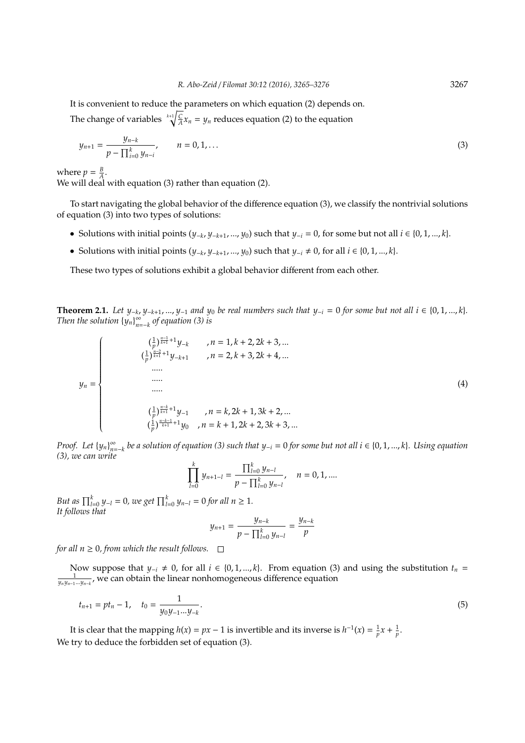It is convenient to reduce the parameters on which equation (2) depends on.

The change of variables $\sqrt[k+1]{\frac{C}{A}}x_n = y_n$ reduces equation (2) to the equation

$$y_{n+1} = \frac{y_{n-k}}{p - \prod_{i=0}^{k} y_{n-i}}, \qquad n = 0, 1, \ldots \tag{3}$$

where $p = \frac{B}{A}$.
We will deal with equation (3) rather than equation (2).

To start navigating the global behavior of the difference equation (3), we classify the nontrivial solutions of equation (3) into two types of solutions:

- Solutions with initial points $(y_{-k}, y_{-k+1}, ..., y_0)$ such that $y_{-i} = 0$, for some but not all $i \in \{0, 1, ..., k\}$.
- Solutions with initial points $(y_{-k}, y_{-k+1}, ..., y_0)$ such that $y_{-i} \neq 0$, for all $i \in \{0, 1, ..., k\}$.

These two types of solutions exhibit a global behavior different from each other.

**Theorem 2.1.** *Let $y_{-k}, y_{-k+1}, ..., y_{-1}$ and $y_0$ be real numbers such that $y_{-i} = 0$ for some but not all $i \in \{0, 1, ..., k\}$. Then the solution $\{y_n\}_{n=-k}^{\infty}$ of equation (3) is*

$$y_n = \begin{cases} (\frac{1}{p})^{\frac{n-1}{k+1}+1} y_{-k} & , n = 1, k+2, 2k+3, ... \\ (\frac{1}{p})^{\frac{n-2}{k+1}+1} y_{-k+1} & , n = 2, k+3, 2k+4, ... \\ ..... & \\ ..... & \\ ..... & \\ (\frac{1}{p})^{\frac{n-k}{k+1}+1} y_{-1} & , n = k, 2k+1, 3k+2, ... \\ (\frac{1}{p})^{\frac{n-k-1}{k+1}+1} y_0 & , n = k+1, 2k+2, 3k+3, ... \end{cases} \tag{4}$$

*Proof.* *Let $\{y_n\}_{n=-k}^{\infty}$ be a solution of equation (3) such that $y_{-i} = 0$ for some but not all $i \in \{0, 1, ..., k\}$. Using equation (3), we can write*

$$\prod_{l=0}^{k} y_{n+1-l} = \frac{\prod_{l=0}^{k} y_{n-l}}{p - \prod_{l=0}^{k} y_{n-l}}, \quad n = 0, 1, ....$$

*But as $\prod_{l=0}^{k} y_{-l} = 0$, we get $\prod_{l=0}^{k} y_{n-l} = 0$ for all $n \geq 1$.*
*It follows that*

$$y_{n+1} = \frac{y_{n-k}}{p - \prod_{l=0}^{k} y_{n-l}} = \frac{y_{n-k}}{p}$$

*for all $n \geq 0$, from which the result follows.* $\square$

Now suppose that $y_{-i} \neq 0$, for all $i \in \{0, 1, ..., k\}$. From equation (3) and using the substitution $t_n = \frac{1}{y_n y_{n-1} ... y_{n-k}}$, we can obtain the linear nonhomogeneous difference equation

$$t_{n+1} = p t_n - 1, \quad t_0 = \frac{1}{y_0 y_{-1} ... y_{-k}}. \tag{5}$$

It is clear that the mapping $h(x) = px - 1$ is invertible and its inverse is $h^{-1}(x) = \frac{1}{p}x + \frac{1}{p}$.
We try to deduce the forbidden set of equation (3).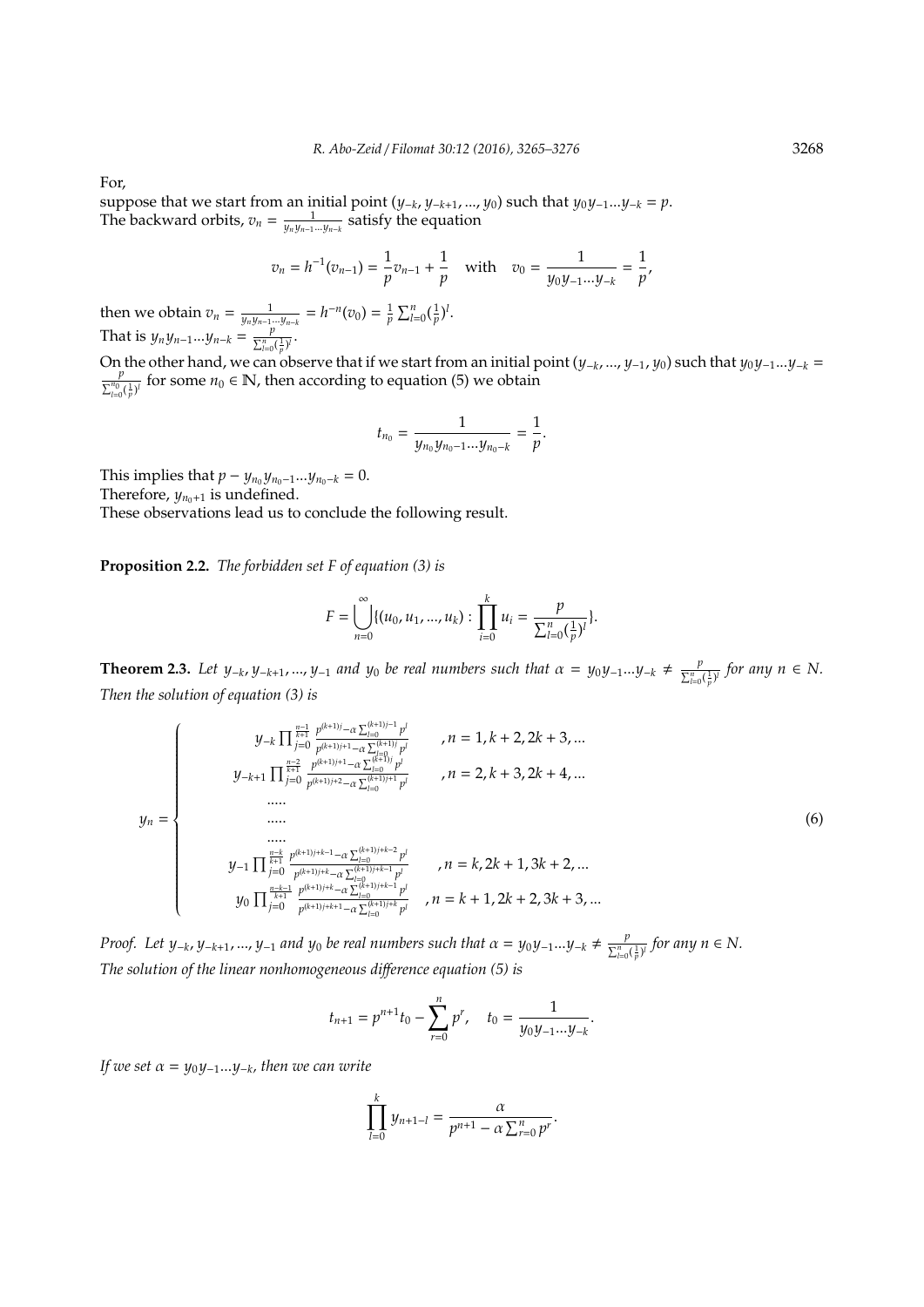For,

suppose that we start from an initial point $(y_{-k}, y_{-k+1}, ..., y_0)$ such that $y_0 y_{-1}...y_{-k} = p$.
The backward orbits, $v_n = \frac{1}{y_n y_{n-1}...y_{n-k}}$ satisfy the equation

$$v_n = h^{-1}(v_{n-1}) = \frac{1}{p}v_{n-1} + \frac{1}{p} \quad \text{with} \quad v_0 = \frac{1}{y_0 y_{-1}...y_{-k}} = \frac{1}{p},$$

then we obtain $v_n = \frac{1}{y_n y_{n-1}...y_{n-k}} = h^{-n}(v_0) = \frac{1}{p}\sum_{l=0}^{n}(\frac{1}{p})^l$.
That is $y_n y_{n-1}...y_{n-k} = \frac{p}{\sum_{l=0}^{n}(\frac{1}{p})^l}$.

On the other hand, we can observe that if we start from an initial point $(y_{-k}, ..., y_{-1}, y_0)$ such that $y_0 y_{-1}...y_{-k} = \frac{p}{\sum_{l=0}^{n_0}(\frac{1}{p})^l}$ for some $n_0 \in \mathbb{N}$, then according to equation (5) we obtain

$$t_{n_0} = \frac{1}{y_{n_0} y_{n_0-1}...y_{n_0-k}} = \frac{1}{p}.$$

This implies that $p - y_{n_0} y_{n_0-1}...y_{n_0-k} = 0$.
Therefore, $y_{n_0+1}$ is undefined.
These observations lead us to conclude the following result.

**Proposition 2.2.** *The forbidden set $F$ of equation (3) is*

$$F = \bigcup_{n=0}^{\infty}\{(u_0, u_1, ..., u_k) : \prod_{i=0}^{k} u_i = \frac{p}{\sum_{l=0}^{n}(\frac{1}{p})^l}\}.$$

**Theorem 2.3.** *Let $y_{-k}, y_{-k+1}, ..., y_{-1}$ and $y_0$ be real numbers such that $\alpha = y_0 y_{-1}...y_{-k} \neq \frac{p}{\sum_{l=0}^{n}(\frac{1}{p})^l}$ for any $n \in N$. Then the solution of equation (3) is*

$$y_n = \begin{cases} y_{-k}\prod_{j=0}^{\frac{n-1}{k+1}} \frac{p^{(k+1)j} - \alpha\sum_{l=0}^{(k+1)j-1} p^l}{p^{(k+1)j+1} - \alpha\sum_{l=0}^{(k+1)j} p^l} & , n = 1, k+2, 2k+3, ... \\ y_{-k+1}\prod_{j=0}^{\frac{n-2}{k+1}} \frac{p^{(k+1)j+1} - \alpha\sum_{l=0}^{(k+1)j} p^l}{p^{(k+1)j+2} - \alpha\sum_{l=0}^{(k+1)j+1} p^l} & , n = 2, k+3, 2k+4, ... \\ ..... & \\ ..... & \\ ..... & \\ y_{-1}\prod_{j=0}^{\frac{n-k}{k+1}} \frac{p^{(k+1)j+k-1} - \alpha\sum_{l=0}^{(k+1)j+k-2} p^l}{p^{(k+1)j+k} - \alpha\sum_{l=0}^{(k+1)j+k-1} p^l} & , n = k, 2k+1, 3k+2, ... \\ y_0\prod_{j=0}^{\frac{n-k-1}{k+1}} \frac{p^{(k+1)j+k} - \alpha\sum_{l=0}^{(k+1)j+k-1} p^l}{p^{(k+1)j+k+1} - \alpha\sum_{l=0}^{(k+1)j+k} p^l} & , n = k+1, 2k+2, 3k+3, ... \end{cases} \tag{6}$$

*Proof. Let $y_{-k}, y_{-k+1}, ..., y_{-1}$ and $y_0$ be real numbers such that $\alpha = y_0 y_{-1}...y_{-k} \neq \frac{p}{\sum_{l=0}^{n}(\frac{1}{p})^l}$ for any $n \in N$.*
*The solution of the linear nonhomogeneous difference equation (5) is*

$$t_{n+1} = p^{n+1}t_0 - \sum_{r=0}^{n} p^r, \quad t_0 = \frac{1}{y_0 y_{-1}...y_{-k}}.$$

*If we set $\alpha = y_0 y_{-1}...y_{-k}$, then we can write*

$$\prod_{l=0}^{k} y_{n+1-l} = \frac{\alpha}{p^{n+1} - \alpha\sum_{r=0}^{n} p^r}.$$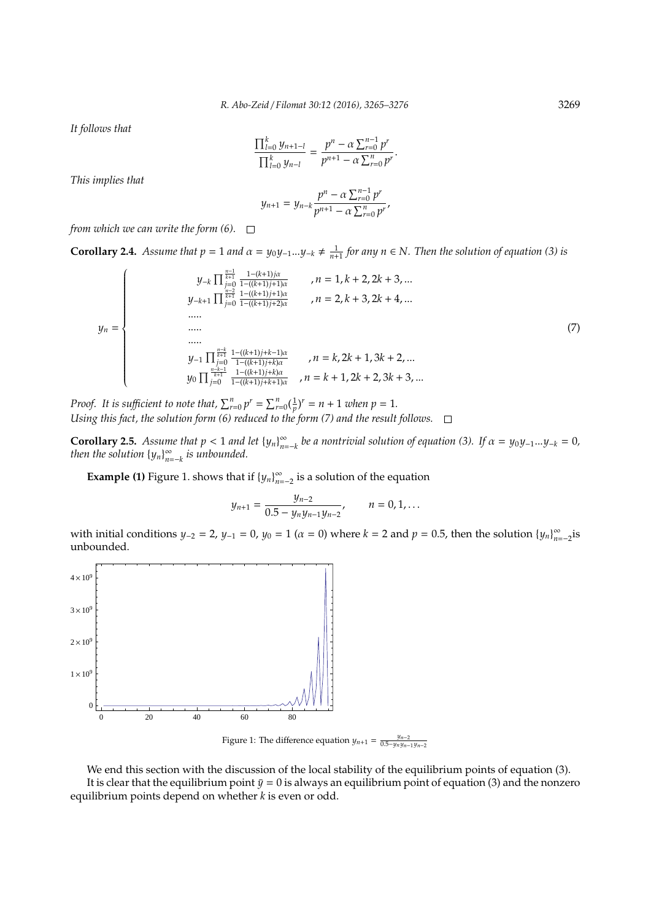*It follows that*

$$\frac{\prod_{l=0}^{k} y_{n+1-l}}{\prod_{l=0}^{k} y_{n-l}} = \frac{p^n - \alpha \sum_{r=0}^{n-1} p^r}{p^{n+1} - \alpha \sum_{r=0}^{n} p^r}.$$

*This implies that*

$$y_{n+1} = y_{n-k} \frac{p^n - \alpha \sum_{r=0}^{n-1} p^r}{p^{n+1} - \alpha \sum_{r=0}^{n} p^r},$$

*from which we can write the form (6).* $\square$

**Corollary 2.4.** *Assume that $p = 1$ and $\alpha = y_0 y_{-1} ... y_{-k} \neq \frac{1}{n+1}$ for any $n \in N$. Then the solution of equation (3) is*

$$y_n = \begin{cases} y_{-k} \prod_{j=0}^{\frac{n-1}{k+1}} \frac{1-(k+1)j\alpha}{1-((k+1)j+1)\alpha} & , n = 1, k+2, 2k+3, ... \\ y_{-k+1} \prod_{j=0}^{\frac{n-2}{k+1}} \frac{1-((k+1)j+1)\alpha}{1-((k+1)j+2)\alpha} & , n = 2, k+3, 2k+4, ... \\ ..... & \\ ..... & \\ ..... & \\ y_{-1} \prod_{j=0}^{\frac{n-k}{k+1}} \frac{1-((k+1)j+k-1)\alpha}{1-((k+1)j+k)\alpha} & , n = k, 2k+1, 3k+2, ... \\ y_0 \prod_{j=0}^{\frac{n-k-1}{k+1}} \frac{1-((k+1)j+k)\alpha}{1-((k+1)j+k+1)\alpha} & , n = k+1, 2k+2, 3k+3, ... \end{cases} \tag{7}$$

*Proof.* It is sufficient to note that, $\sum_{r=0}^{n} p^r = \sum_{r=0}^{n} (\frac{1}{p})^r = n+1$ when $p = 1$.
Using this fact, the solution form (6) reduced to the form (7) and the result follows. $\square$

**Corollary 2.5.** *Assume that $p < 1$ and let $\{y_n\}_{n=-k}^{\infty}$ be a nontrivial solution of equation (3). If $\alpha = y_0 y_{-1} ... y_{-k} = 0$, then the solution $\{y_n\}_{n=-k}^{\infty}$ is unbounded.*

**Example (1)** Figure 1. shows that if $\{y_n\}_{n=-2}^{\infty}$ is a solution of the equation

$$y_{n+1} = \frac{y_{n-2}}{0.5 - y_n y_{n-1} y_{n-2}}, \qquad n = 0, 1, \ldots$$

with initial conditions $y_{-2} = 2$, $y_{-1} = 0$, $y_0 = 1$ ($\alpha = 0$) where $k = 2$ and $p = 0.5$, then the solution $\{y_n\}_{n=-2}^{\infty}$is unbounded.

Figure 1: The difference equation $y_{n+1} = \frac{y_{n-2}}{0.5 - y_n y_{n-1} y_{n-2}}$

We end this section with the discussion of the local stability of the equilibrium points of equation (3).
It is clear that the equilibrium point $\bar{y} = 0$ is always an equilibrium point of equation (3) and the nonzero equilibrium points depend on whether $k$ is even or odd.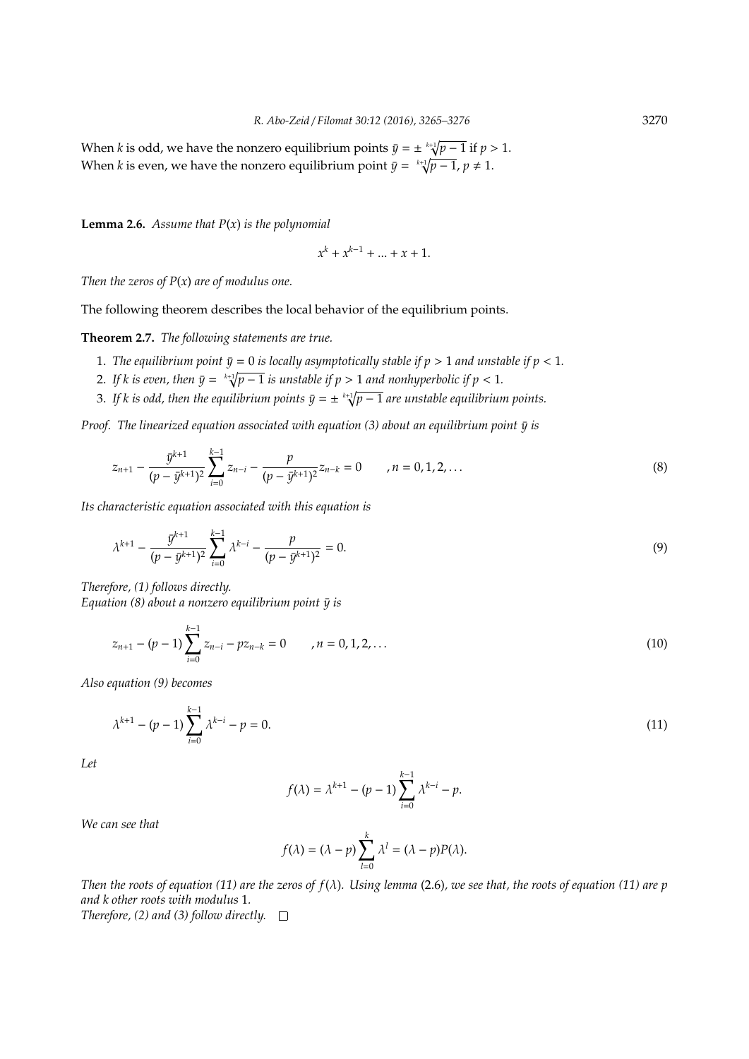When $k$ is odd, we have the nonzero equilibrium points $\bar{y} = \pm \sqrt[k+1]{p-1}$ if $p > 1$.
When $k$ is even, we have the nonzero equilibrium point $\bar{y} = \sqrt[k+1]{p-1}$, $p \neq 1$.

**Lemma 2.6.** *Assume that $P(x)$ is the polynomial*

$$x^k + x^{k-1} + ... + x + 1.$$

*Then the zeros of $P(x)$ are of modulus one.*

The following theorem describes the local behavior of the equilibrium points.

**Theorem 2.7.** *The following statements are true.*

1. *The equilibrium point $\bar{y} = 0$ is locally asymptotically stable if $p > 1$ and unstable if $p < 1$.*
2. *If $k$ is even, then $\bar{y} = \sqrt[k+1]{p-1}$ is unstable if $p > 1$ and nonhyperbolic if $p < 1$.*
3. *If $k$ is odd, then the equilibrium points $\bar{y} = \pm \sqrt[k+1]{p-1}$ are unstable equilibrium points.*

*Proof.* *The linearized equation associated with equation (3) about an equilibrium point $\bar{y}$ is*

$$z_{n+1} - \frac{\bar{y}^{k+1}}{(p - \bar{y}^{k+1})^2} \sum_{i=0}^{k-1} z_{n-i} - \frac{p}{(p - \bar{y}^{k+1})^2} z_{n-k} = 0 \qquad , n = 0, 1, 2, \dots \tag{8}$$

*Its characteristic equation associated with this equation is*

$$\lambda^{k+1} - \frac{\bar{y}^{k+1}}{(p - \bar{y}^{k+1})^2} \sum_{i=0}^{k-1} \lambda^{k-i} - \frac{p}{(p - \bar{y}^{k+1})^2} = 0. \tag{9}$$

*Therefore, (1) follows directly.*
*Equation (8) about a nonzero equilibrium point $\bar{y}$ is*

$$z_{n+1} - (p-1) \sum_{i=0}^{k-1} z_{n-i} - p z_{n-k} = 0 \qquad , n = 0, 1, 2, \dots \tag{10}$$

*Also equation (9) becomes*

$$\lambda^{k+1} - (p-1) \sum_{i=0}^{k-1} \lambda^{k-i} - p = 0. \tag{11}$$

*Let*

$$f(\lambda) = \lambda^{k+1} - (p-1) \sum_{i=0}^{k-1} \lambda^{k-i} - p.$$

*We can see that*

$$f(\lambda) = (\lambda - p) \sum_{l=0}^{k} \lambda^l = (\lambda - p) P(\lambda).$$

*Then the roots of equation (11) are the zeros of $f(\lambda)$. Using lemma (2.6), we see that, the roots of equation (11) are $p$ and $k$ other roots with modulus 1.*
*Therefore, (2) and (3) follow directly.* $\square$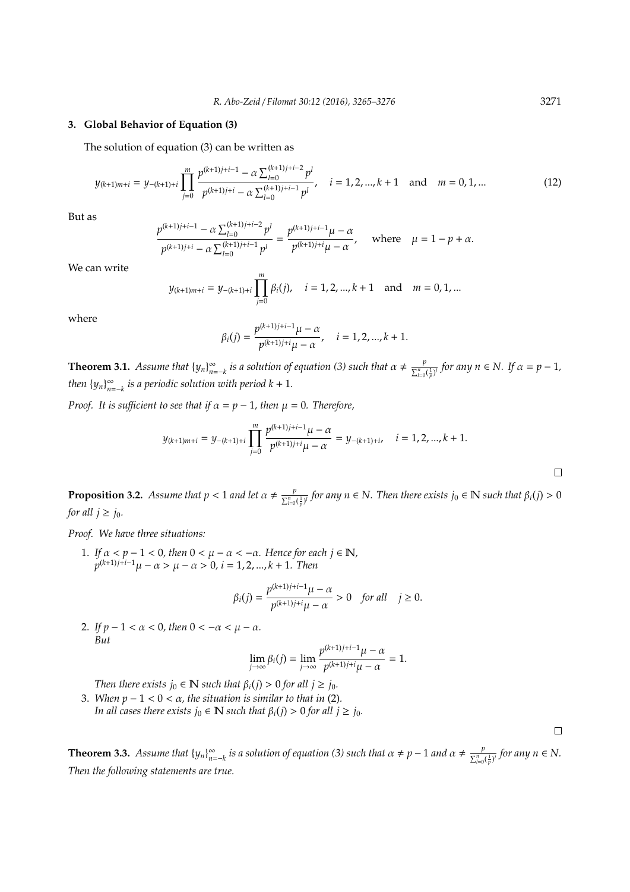## 3. Global Behavior of Equation (3)

The solution of equation (3) can be written as

$$y_{(k+1)m+i} = y_{-(k+1)+i} \prod_{j=0}^{m} \frac{p^{(k+1)j+i-1} - \alpha \sum_{l=0}^{(k+1)j+i-2} p^l}{p^{(k+1)j+i} - \alpha \sum_{l=0}^{(k+1)j+i-1} p^l}, \quad i = 1, 2, ..., k+1 \quad \text{and} \quad m = 0, 1, ... \tag{12}$$

But as

$$\frac{p^{(k+1)j+i-1} - \alpha \sum_{l=0}^{(k+1)j+i-2} p^l}{p^{(k+1)j+i} - \alpha \sum_{l=0}^{(k+1)j+i-1} p^l} = \frac{p^{(k+1)j+i-1}\mu - \alpha}{p^{(k+1)j+i}\mu - \alpha}, \quad \text{where} \quad \mu = 1 - p + \alpha.$$

We can write

$$y_{(k+1)m+i} = y_{-(k+1)+i} \prod_{j=0}^{m} \beta_i(j), \quad i = 1, 2, ..., k+1 \quad \text{and} \quad m = 0, 1, ...$$

where

$$\beta_i(j) = \frac{p^{(k+1)j+i-1}\mu - \alpha}{p^{(k+1)j+i}\mu - \alpha}, \quad i = 1, 2, ..., k+1.$$

**Theorem 3.1.** *Assume that $\{y_n\}_{n=-k}^{\infty}$ is a solution of equation (3) such that $\alpha \neq \frac{p}{\sum_{l=0}^{n}(\frac{1}{p})^l}$ for any $n \in N$. If $\alpha = p - 1$, then $\{y_n\}_{n=-k}^{\infty}$ is a periodic solution with period $k+1$.*

*Proof.* It is sufficient to see that if $\alpha = p - 1$, then $\mu = 0$. Therefore,

$$y_{(k+1)m+i} = y_{-(k+1)+i} \prod_{j=0}^{m} \frac{p^{(k+1)j+i-1}\mu - \alpha}{p^{(k+1)j+i}\mu - \alpha} = y_{-(k+1)+i}, \quad i = 1, 2, ..., k+1.$$

□

**Proposition 3.2.** *Assume that $p < 1$ and let $\alpha \neq \frac{p}{\sum_{l=0}^{n}(\frac{1}{p})^l}$ for any $n \in N$. Then there exists $j_0 \in \mathbb{N}$ such that $\beta_i(j) > 0$ for all $j \geq j_0$.*

*Proof.* We have three situations:

1. *If $\alpha < p - 1 < 0$, then $0 < \mu - \alpha < -\alpha$. Hence for each $j \in \mathbb{N}$, $p^{(k+1)j+i-1}\mu - \alpha > \mu - \alpha > 0$, $i = 1, 2, ..., k+1$. Then*

$$\beta_i(j) = \frac{p^{(k+1)j+i-1}\mu - \alpha}{p^{(k+1)j+i}\mu - \alpha} > 0 \quad \text{for all} \quad j \geq 0.$$

2. *If $p - 1 < \alpha < 0$, then $0 < -\alpha < \mu - \alpha$.*
   *But*

$$\lim_{j \to \infty} \beta_i(j) = \lim_{j \to \infty} \frac{p^{(k+1)j+i-1}\mu - \alpha}{p^{(k+1)j+i}\mu - \alpha} = 1.$$

   *Then there exists $j_0 \in \mathbb{N}$ such that $\beta_i(j) > 0$ for all $j \geq j_0$.*

3. *When $p - 1 < 0 < \alpha$, the situation is similar to that in* (2).
   *In all cases there exists $j_0 \in \mathbb{N}$ such that $\beta_i(j) > 0$ for all $j \geq j_0$.*

□

**Theorem 3.3.** *Assume that $\{y_n\}_{n=-k}^{\infty}$ is a solution of equation (3) such that $\alpha \neq p - 1$ and $\alpha \neq \frac{p}{\sum_{l=0}^{n}(\frac{1}{p})^l}$ for any $n \in N$. Then the following statements are true.*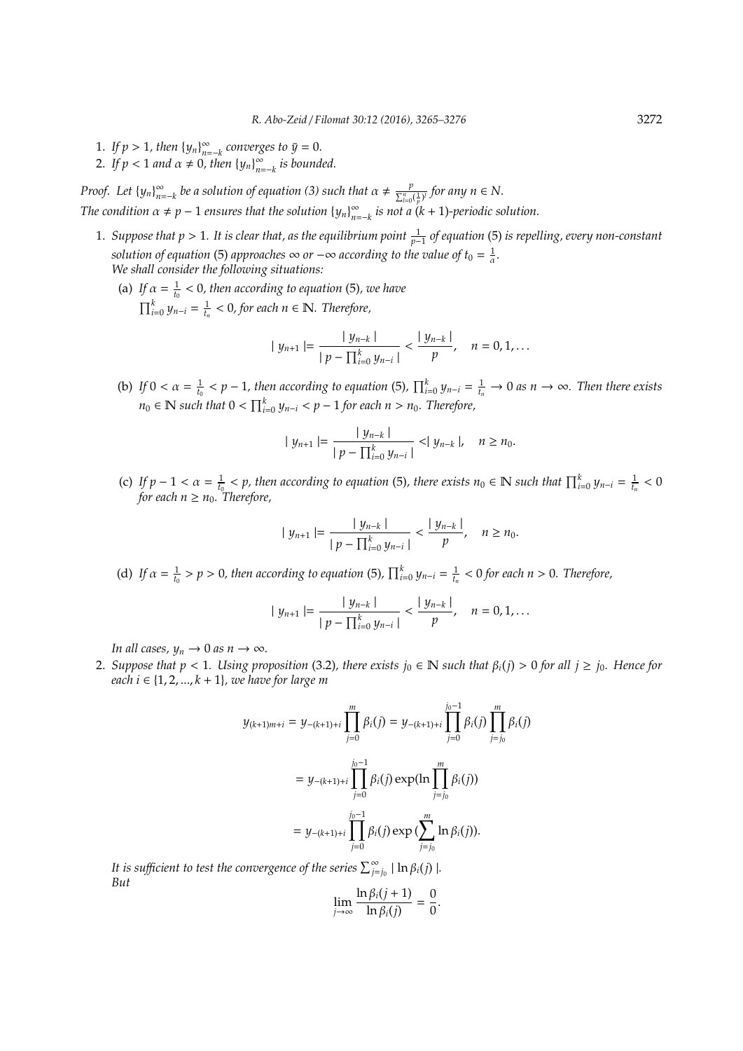1. *If $p > 1$, then $\{y_n\}_{n=-k}^{\infty}$ converges to $\bar{y} = 0$.*
2. *If $p < 1$ and $\alpha \neq 0$, then $\{y_n\}_{n=-k}^{\infty}$ is bounded.*

*Proof.* Let $\{y_n\}_{n=-k}^{\infty}$ be a solution of equation (3) such that $\alpha \neq \frac{p}{\sum_{i=0}^{n}(\frac{1}{p})^i}$ for any $n \in N$.
The condition $\alpha \neq p-1$ ensures that the solution $\{y_n\}_{n=-k}^{\infty}$ is not a $(k+1)$-periodic solution.

1. *Suppose that $p > 1$. It is clear that, as the equilibrium point $\frac{1}{p-1}$ of equation (5) is repelling, every non-constant solution of equation (5) approaches $\infty$ or $-\infty$ according to the value of $t_0 = \frac{1}{\alpha}$.*
   *We shall consider the following situations:*

   (a) *If $\alpha = \frac{1}{t_0} < 0$, then according to equation (5), we have $\prod_{i=0}^{k} y_{n-i} = \frac{1}{t_n} < 0$, for each $n \in \mathbb{N}$. Therefore,*

   $$| y_{n+1} |= \frac{| y_{n-k} |}{| p - \prod_{i=0}^{k} y_{n-i} |} < \frac{| y_{n-k} |}{p}, \quad n = 0, 1, \ldots$$

   (b) *If $0 < \alpha = \frac{1}{t_0} < p-1$, then according to equation (5), $\prod_{i=0}^{k} y_{n-i} = \frac{1}{t_n} \to 0$ as $n \to \infty$. Then there exists $n_0 \in \mathbb{N}$ such that $0 < \prod_{i=0}^{k} y_{n-i} < p-1$ for each $n > n_0$. Therefore,*

   $$| y_{n+1} |= \frac{| y_{n-k} |}{| p - \prod_{i=0}^{k} y_{n-i} |} <| y_{n-k} |, \quad n \geq n_0.$$

   (c) *If $p-1 < \alpha = \frac{1}{t_0} < p$, then according to equation (5), there exists $n_0 \in \mathbb{N}$ such that $\prod_{i=0}^{k} y_{n-i} = \frac{1}{t_n} < 0$ for each $n \geq n_0$. Therefore,*

   $$| y_{n+1} |= \frac{| y_{n-k} |}{| p - \prod_{i=0}^{k} y_{n-i} |} < \frac{| y_{n-k} |}{p}, \quad n \geq n_0.$$

   (d) *If $\alpha = \frac{1}{t_0} > p > 0$, then according to equation (5), $\prod_{i=0}^{k} y_{n-i} = \frac{1}{t_n} < 0$ for each $n > 0$. Therefore,*

   $$| y_{n+1} |= \frac{| y_{n-k} |}{| p - \prod_{i=0}^{k} y_{n-i} |} < \frac{| y_{n-k} |}{p}, \quad n = 0, 1, \ldots$$

   *In all cases, $y_n \to 0$ as $n \to \infty$.*

2. *Suppose that $p < 1$. Using proposition (3.2), there exists $j_0 \in \mathbb{N}$ such that $\beta_i(j) > 0$ for all $j \geq j_0$. Hence for each $i \in \{1, 2, ..., k+1\}$, we have for large $m$*

$$\begin{aligned}
y_{(k+1)m+i} &= y_{-(k+1)+i} \prod_{j=0}^{m} \beta_i(j) = y_{-(k+1)+i} \prod_{j=0}^{j_0-1} \beta_i(j) \prod_{j=j_0}^{m} \beta_i(j) \\
&= y_{-(k+1)+i} \prod_{j=0}^{j_0-1} \beta_i(j) \exp(\ln \prod_{j=j_0}^{m} \beta_i(j)) \\
&= y_{-(k+1)+i} \prod_{j=0}^{j_0-1} \beta_i(j) \exp\,(\sum_{j=j_0}^{m} \ln \beta_i(j)).
\end{aligned}$$

*It is sufficient to test the convergence of the series $\sum_{j=j_0}^{\infty} | \ln \beta_i(j) |$.*
*But*

$$\lim_{j \to \infty} \frac{\ln \beta_i(j+1)}{\ln \beta_i(j)} = \frac{0}{0}.$$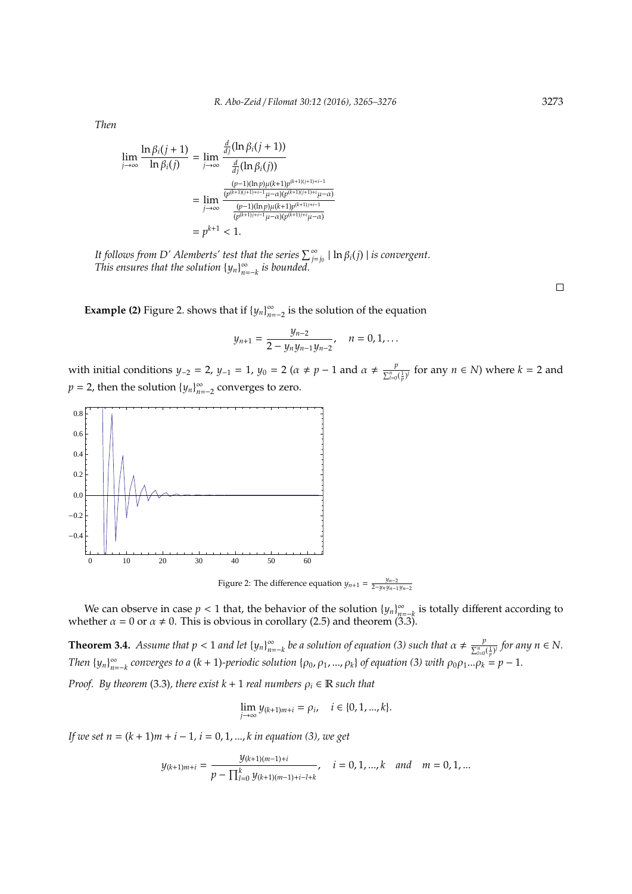*Then*

$$\lim_{j\to\infty}\frac{\ln\beta_i(j+1)}{\ln\beta_i(j)} = \lim_{j\to\infty}\frac{\frac{d}{dj}(\ln\beta_i(j+1))}{\frac{d}{dj}(\ln\beta_i(j))}$$

$$= \lim_{j\to\infty}\frac{\frac{(p-1)(\ln p)\mu(k+1)p^{(k+1)(j+1)+i-1}}{(p^{(k+1)(j+1)+i-1}\mu-\alpha)(p^{(k+1)(j+1)+i}\mu-\alpha)}}{\frac{(p-1)(\ln p)\mu(k+1)p^{(k+1)j+i-1}}{(p^{(k+1)j+i-1}\mu-\alpha)(p^{(k+1)j+i}\mu-\alpha)}}$$

$$= p^{k+1} < 1.$$

*It follows from D' Alemberts' test that the series $\sum_{j=j_0}^{\infty} \mid \ln\beta_i(j) \mid$ is convergent. This ensures that the solution $\{y_n\}_{n=-k}^{\infty}$ is bounded.*

□

**Example (2)** Figure 2. shows that if $\{y_n\}_{n=-2}^{\infty}$ is the solution of the equation

$$y_{n+1} = \frac{y_{n-2}}{2 - y_n y_{n-1} y_{n-2}}, \quad n = 0, 1, \ldots$$

with initial conditions $y_{-2} = 2$, $y_{-1} = 1$, $y_0 = 2$ ($\alpha \neq p-1$ and $\alpha \neq \frac{p}{\sum_{l=0}^{n}(\frac{1}{p})^l}$ for any $n \in N$) where $k = 2$ and $p = 2$, then the solution $\{y_n\}_{n=-2}^{\infty}$ converges to zero.

Figure 2: The difference equation $y_{n+1} = \frac{y_{n-2}}{2 - y_n y_{n-1} y_{n-2}}$

We can observe in case $p < 1$ that, the behavior of the solution $\{y_n\}_{n=-k}^{\infty}$ is totally different according to whether $\alpha = 0$ or $\alpha \neq 0$. This is obvious in corollary (2.5) and theorem (3.3).

**Theorem 3.4.** *Assume that $p < 1$ and let $\{y_n\}_{n=-k}^{\infty}$ be a solution of equation (3) such that $\alpha \neq \frac{p}{\sum_{l=0}^{n}(\frac{1}{p})^l}$ for any $n \in N$. Then $\{y_n\}_{n=-k}^{\infty}$ converges to a $(k+1)$-periodic solution $\{\rho_0, \rho_1, ..., \rho_k\}$ of equation (3) with $\rho_0\rho_1...\rho_k = p-1$.*

*Proof.* *By theorem* (3.3)*, there exist $k+1$ real numbers $\rho_i \in \mathbb{R}$ such that*

$$\lim_{j\to\infty} y_{(k+1)m+i} = \rho_i, \quad i \in \{0, 1, ..., k\}.$$

*If we set $n = (k+1)m + i - 1$, $i = 0, 1, ..., k$ in equation (3), we get*

$$y_{(k+1)m+i} = \frac{y_{(k+1)(m-1)+i}}{p - \prod_{l=0}^{k} y_{(k+1)(m-1)+i-l+k}}, \quad i = 0, 1, ..., k \quad and \quad m = 0, 1, ...$$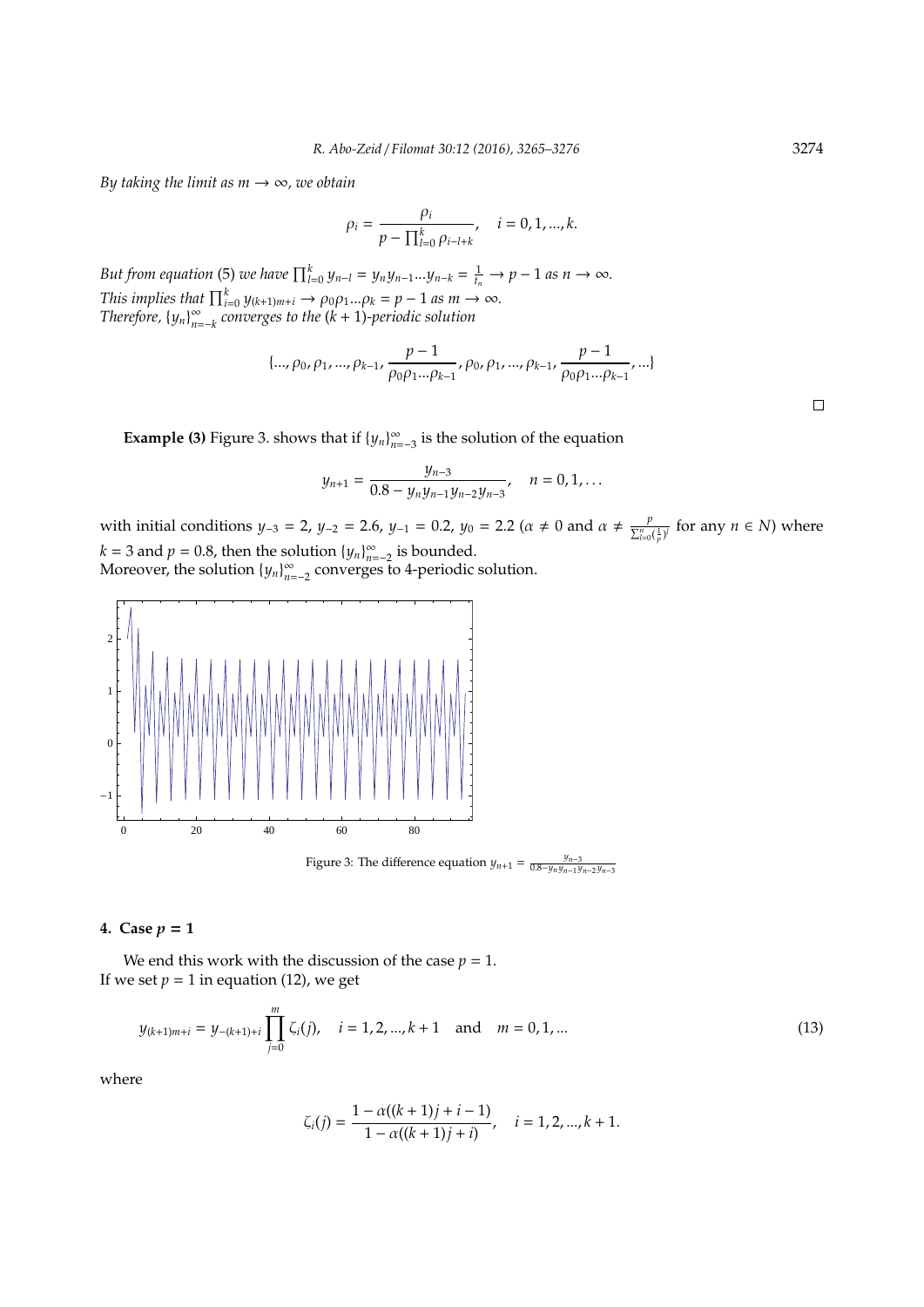*By taking the limit as $m \to \infty$, we obtain*

$$\rho_i = \frac{\rho_i}{p - \prod_{l=0}^{k} \rho_{i-l+k}}, \quad i = 0, 1, ..., k.$$

*But from equation* (5) *we have* $\prod_{l=0}^{k} y_{n-l} = y_n y_{n-1} ... y_{n-k} = \frac{1}{t_n} \to p - 1$ *as* $n \to \infty$.
*This implies that* $\prod_{i=0}^{k} y_{(k+1)m+i} \to \rho_0 \rho_1 ... \rho_k = p - 1$ *as* $m \to \infty$.
*Therefore,* $\{y_n\}_{n=-k}^{\infty}$ *converges to the* $(k+1)$*-periodic solution*

$$\{..., \rho_0, \rho_1, ..., \rho_{k-1}, \frac{p-1}{\rho_0 \rho_1 ... \rho_{k-1}}, \rho_0, \rho_1, ..., \rho_{k-1}, \frac{p-1}{\rho_0 \rho_1 ... \rho_{k-1}}, ...\}$$

□

**Example (3)** Figure 3. shows that if $\{y_n\}_{n=-3}^{\infty}$ is the solution of the equation

$$y_{n+1} = \frac{y_{n-3}}{0.8 - y_n y_{n-1} y_{n-2} y_{n-3}}, \quad n = 0, 1, \ldots$$

with initial conditions $y_{-3} = 2$, $y_{-2} = 2.6$, $y_{-1} = 0.2$, $y_0 = 2.2$ ($\alpha \neq 0$ and $\alpha \neq \frac{p}{\sum_{l=0}^{n} (\frac{1}{p})^l}$ for any $n \in N$) where $k = 3$ and $p = 0.8$, then the solution $\{y_n\}_{n=-2}^{\infty}$ is bounded.
Moreover, the solution $\{y_n\}_{n=-2}^{\infty}$ converges to 4-periodic solution.

Figure 3: The difference equation $y_{n+1} = \frac{y_{n-3}}{0.8 - y_n y_{n-1} y_{n-2} y_{n-3}}$

## 4. Case $p = 1$

We end this work with the discussion of the case $p = 1$.
If we set $p = 1$ in equation (12), we get

$$y_{(k+1)m+i} = y_{-(k+1)+i} \prod_{j=0}^{m} \zeta_i(j), \quad i = 1, 2, ..., k+1 \quad \text{and} \quad m = 0, 1, ... \tag{13}$$

where

$$\zeta_i(j) = \frac{1 - \alpha((k+1)j + i - 1)}{1 - \alpha((k+1)j + i)}, \quad i = 1, 2, ..., k+1.$$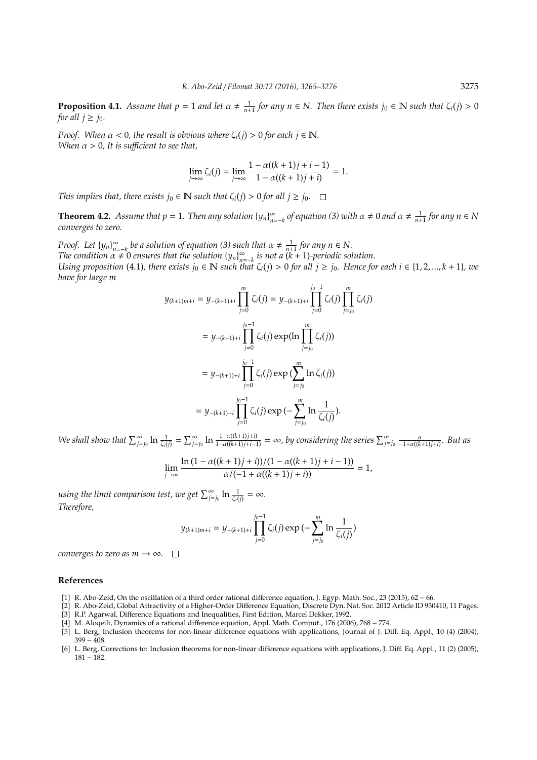**Proposition 4.1.** *Assume that $p = 1$ and let $\alpha \neq \frac{1}{n+1}$ for any $n \in N$. Then there exists $j_0 \in \mathbb{N}$ such that $\zeta_i(j) > 0$ for all $j \geq j_0$.*

*Proof.* When $\alpha < 0$, the result is obvious where $\zeta_i(j) > 0$ for each $j \in \mathbb{N}$.
When $\alpha > 0$, It is sufficient to see that,

$$\lim_{j\to\infty} \zeta_i(j) = \lim_{j\to\infty} \frac{1-\alpha((k+1)j+i-1)}{1-\alpha((k+1)j+i)} = 1.$$

This implies that, there exists $j_0 \in \mathbb{N}$ such that $\zeta_i(j) > 0$ for all $j \geq j_0$. $\square$

**Theorem 4.2.** *Assume that $p = 1$. Then any solution $\{y_n\}_{n=-k}^{\infty}$ of equation (3) with $\alpha \neq 0$ and $\alpha \neq \frac{1}{n+1}$ for any $n \in N$ converges to zero.*

*Proof.* Let $\{y_n\}_{n=-k}^{\infty}$ be a solution of equation (3) such that $\alpha \neq \frac{1}{n+1}$ for any $n \in N$.
The condition $\alpha \neq 0$ ensures that the solution $\{y_n\}_{n=-k}^{\infty}$ is not a $(k+1)$-periodic solution.
Using proposition (4.1), there exists $j_0 \in \mathbb{N}$ such that $\zeta_i(j) > 0$ for all $j \geq j_0$. Hence for each $i \in \{1, 2, ..., k+1\}$, we have for large $m$

$$\begin{aligned}
y_{(k+1)m+i} = y_{-(k+1)+i} \prod_{j=0}^{m} \zeta_i(j) &= y_{-(k+1)+i} \prod_{j=0}^{j_0-1} \zeta_i(j) \prod_{j=j_0}^{m} \zeta_i(j) \\
&= y_{-(k+1)+i} \prod_{j=0}^{j_0-1} \zeta_i(j) \exp(\ln \prod_{j=j_0}^{m} \zeta_i(j)) \\
&= y_{-(k+1)+i} \prod_{j=0}^{j_0-1} \zeta_i(j) \exp(\sum_{j=j_0}^{m} \ln \zeta_i(j)) \\
&= y_{-(k+1)+i} \prod_{j=0}^{j_0-1} \zeta_i(j) \exp(-\sum_{j=j_0}^{m} \ln \frac{1}{\zeta_i(j)}).
\end{aligned}$$

We shall show that $\sum_{j=j_0}^{\infty} \ln \frac{1}{\zeta_i(j)} = \sum_{j=j_0}^{\infty} \ln \frac{1-\alpha((k+1)j+i)}{1-\alpha((k+1)j+i-1)} = \infty$, by considering the series $\sum_{j=j_0}^{\infty} \frac{\alpha}{-1+\alpha((k+1)j+i)}$. But as

$$\lim_{j\to\infty} \frac{\ln(1-\alpha((k+1)j+i))/(1-\alpha((k+1)j+i-1))}{\alpha/(-1+\alpha((k+1)j+i))} = 1,$$

using the limit comparison test, we get $\sum_{j=j_0}^{\infty} \ln \frac{1}{\zeta_i(j)} = \infty$.
Therefore,

$$y_{(k+1)m+i} = y_{-(k+1)+i} \prod_{j=0}^{j_0-1} \zeta_i(j) \exp(-\sum_{j=j_0}^{m} \ln \frac{1}{\zeta_i(j)})$$

converges to zero as $m \to \infty$. $\square$

## References

[1] R. Abo-Zeid, On the oscillation of a third order rational difference equation, J. Egyp. Math. Soc., 23 (2015), 62 – 66.

[2] R. Abo-Zeid, Global Attractivity of a Higher-Order Difference Equation, Discrete Dyn. Nat. Soc. 2012 Article ID 930410, 11 Pages.

[3] R.P. Agarwal, Difference Equations and Inequalities, First Edition, Marcel Dekker, 1992.

[4] M. Aloqeili, Dynamics of a rational difference equation, Appl. Math. Comput., 176 (2006), 768 – 774.

[5] L. Berg, Inclusion theorems for non-linear difference equations with applications, Journal of J. Diff. Eq. Appl., 10 (4) (2004), 399 – 408.

[6] L. Berg, Corrections to: Inclusion theorems for non-linear difference equations with applications, J. Diff. Eq. Appl., 11 (2) (2005), 181 – 182.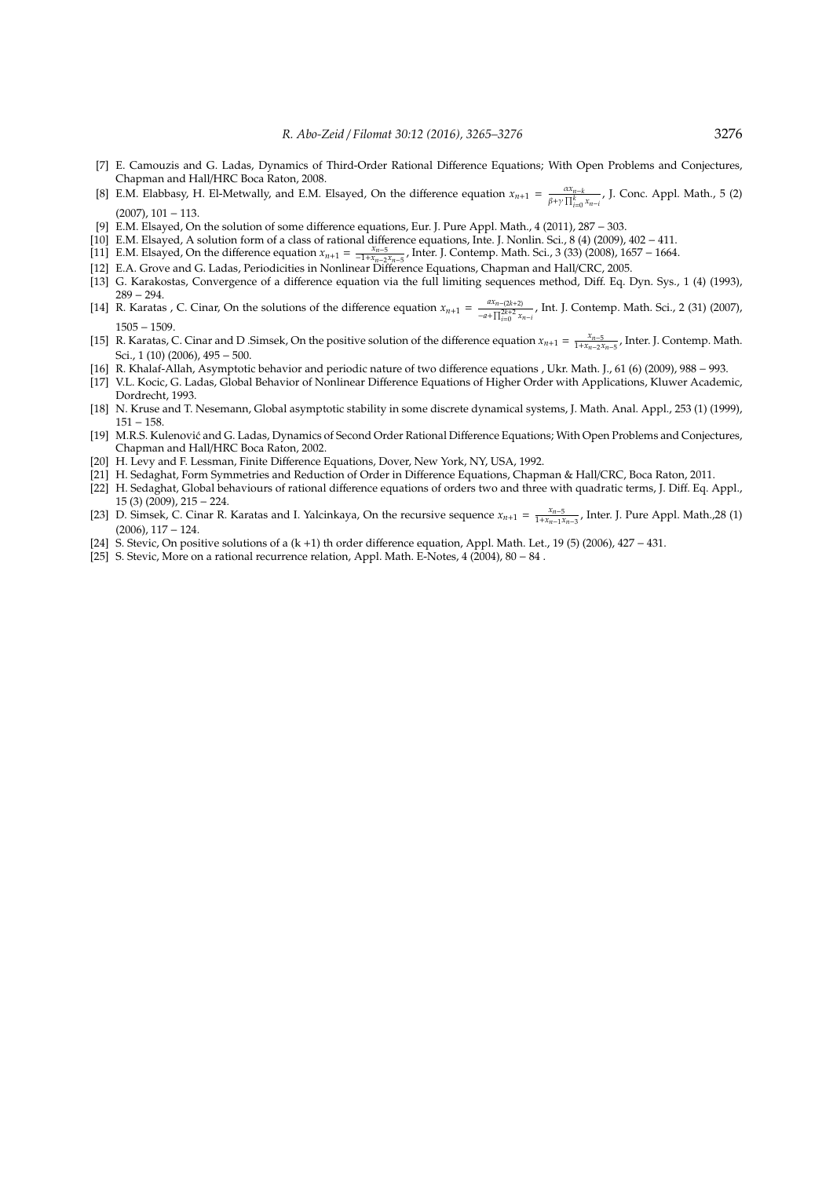[7] E. Camouzis and G. Ladas, Dynamics of Third-Order Rational Difference Equations; With Open Problems and Conjectures, Chapman and Hall/HRC Boca Raton, 2008.

[8] E.M. Elabbasy, H. El-Metwally, and E.M. Elsayed, On the difference equation $x_{n+1} = \frac{\alpha x_{n-k}}{\beta + \gamma \prod_{i=0}^{k} x_{n-i}}$, J. Conc. Appl. Math., 5 (2) (2007), 101 − 113.

[9] E.M. Elsayed, On the solution of some difference equations, Eur. J. Pure Appl. Math., 4 (2011), 287 − 303.

[10] E.M. Elsayed, A solution form of a class of rational difference equations, Inte. J. Nonlin. Sci., 8 (4) (2009), 402 − 411.

[11] E.M. Elsayed, On the difference equation $x_{n+1} = \frac{x_{n-5}}{-1+x_{n-2}x_{n-5}}$, Inter. J. Contemp. Math. Sci., 3 (33) (2008), 1657 − 1664.

[12] E.A. Grove and G. Ladas, Periodicities in Nonlinear Difference Equations, Chapman and Hall/CRC, 2005.

[13] G. Karakostas, Convergence of a difference equation via the full limiting sequences method, Diff. Eq. Dyn. Sys., 1 (4) (1993), 289 − 294.

[14] R. Karatas , C. Cinar, On the solutions of the difference equation $x_{n+1} = \frac{a x_{n-(2k+2)}}{-a+\prod_{i=0}^{2k+2} x_{n-i}}$, Int. J. Contemp. Math. Sci., 2 (31) (2007), 1505 − 1509.

[15] R. Karatas, C. Cinar and D .Simsek, On the positive solution of the difference equation $x_{n+1} = \frac{x_{n-5}}{1+x_{n-2}x_{n-5}}$, Inter. J. Contemp. Math. Sci., 1 (10) (2006), 495 − 500.

[16] R. Khalaf-Allah, Asymptotic behavior and periodic nature of two difference equations , Ukr. Math. J., 61 (6) (2009), 988 − 993.

[17] V.L. Kocic, G. Ladas, Global Behavior of Nonlinear Difference Equations of Higher Order with Applications, Kluwer Academic, Dordrecht, 1993.

[18] N. Kruse and T. Nesemann, Global asymptotic stability in some discrete dynamical systems, J. Math. Anal. Appl., 253 (1) (1999), 151 − 158.

[19] M.R.S. Kulenović and G. Ladas, Dynamics of Second Order Rational Difference Equations; With Open Problems and Conjectures, Chapman and Hall/HRC Boca Raton, 2002.

[20] H. Levy and F. Lessman, Finite Difference Equations, Dover, New York, NY, USA, 1992.

[21] H. Sedaghat, Form Symmetries and Reduction of Order in Difference Equations, Chapman & Hall/CRC, Boca Raton, 2011.

[22] H. Sedaghat, Global behaviours of rational difference equations of orders two and three with quadratic terms, J. Diff. Eq. Appl., 15 (3) (2009), 215 − 224.

[23] D. Simsek, C. Cinar R. Karatas and I. Yalcinkaya, On the recursive sequence $x_{n+1} = \frac{x_{n-5}}{1+x_{n-1}x_{n-3}}$, Inter. J. Pure Appl. Math.,28 (1) (2006), 117 − 124.

[24] S. Stevic, On positive solutions of a (k +1) th order difference equation, Appl. Math. Let., 19 (5) (2006), 427 − 431.

[25] S. Stevic, More on a rational recurrence relation, Appl. Math. E-Notes, 4 (2004), 80 − 84 .